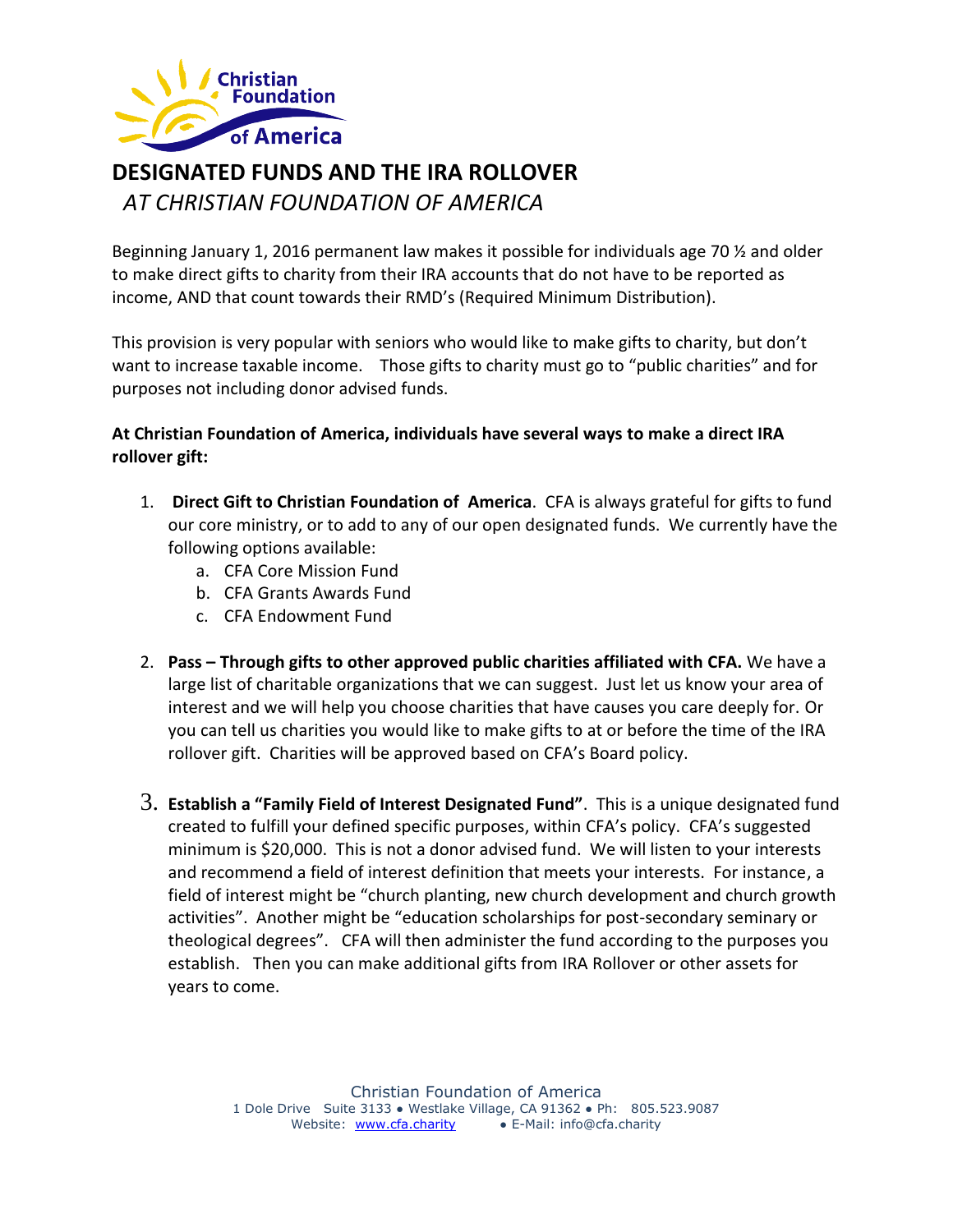# DESIGNATED FUNDS AND THE IRA ROLLOVER

*AT CHRISTIAN FOUNDATION OF AMERICA*

Beginning January 1, 2016 permanent law makes it possible for individuals age 70 ½ and older to make direct gifts to charity from their IRA accounts that do not have to be reported as income, AND that count towards their RMD's (Required Minimum Distribution).

This provision is very popular with seniors who would like to make gifts to charity, but don't want to increase taxable income. Those gifts to charity must go to "public charities" and for purposes not including donor advised funds.

**At Christian Foundation of America, individuals have several ways to make a direct IRA rollover gift:**

1. **Direct Gift to Christian Foundation of America**. CFA is always grateful for gifts to fund our core ministry, or to add to any of our open designated funds. We currently have the following options available:
   a. CFA Core Mission Fund
   b. CFA Grants Awards Fund
   c. CFA Endowment Fund

2. **Pass – Through gifts to other approved public charities affiliated with CFA.** We have a large list of charitable organizations that we can suggest. Just let us know your area of interest and we will help you choose charities that have causes you care deeply for. Or you can tell us charities you would like to make gifts to at or before the time of the IRA rollover gift. Charities will be approved based on CFA's Board policy.

3. **Establish a "Family Field of Interest Designated Fund"**. This is a unique designated fund created to fulfill your defined specific purposes, within CFA's policy. CFA's suggested minimum is $20,000. This is not a donor advised fund. We will listen to your interests and recommend a field of interest definition that meets your interests. For instance, a field of interest might be "church planting, new church development and church growth activities". Another might be "education scholarships for post-secondary seminary or theological degrees". CFA will then administer the fund according to the purposes you establish. Then you can make additional gifts from IRA Rollover or other assets for years to come.

Christian Foundation of America
1 Dole Drive Suite 3133 ● Westlake Village, CA 91362 ● Ph: 805.523.9087
Website: www.cfa.charity ● E-Mail: info@cfa.charity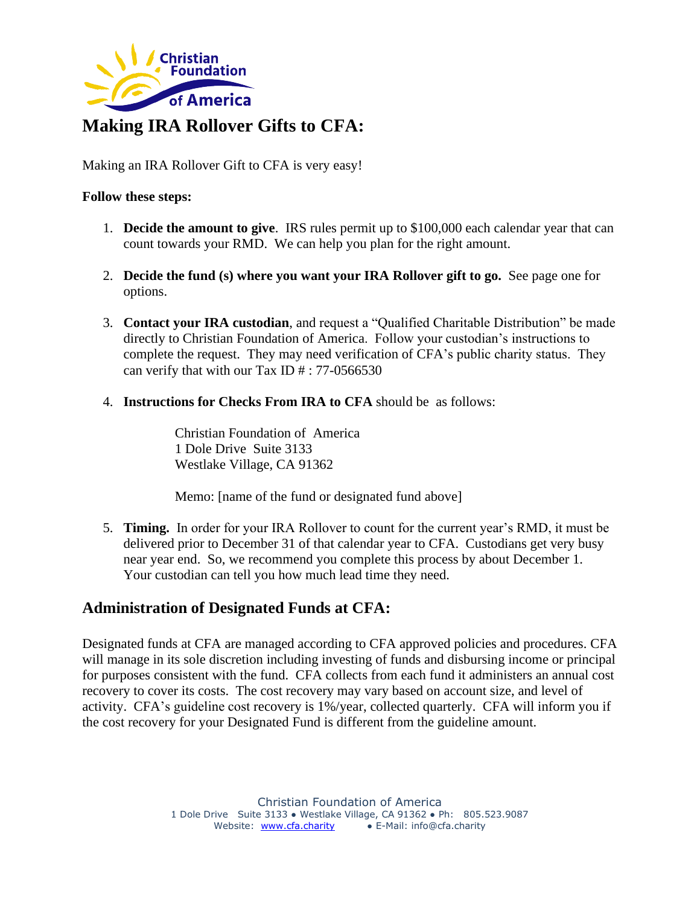Christian Foundation of America

# Making IRA Rollover Gifts to CFA:

Making an IRA Rollover Gift to CFA is very easy!

**Follow these steps:**

1. **Decide the amount to give**. IRS rules permit up to $100,000 each calendar year that can count towards your RMD. We can help you plan for the right amount.

2. **Decide the fund (s) where you want your IRA Rollover gift to go.** See page one for options.

3. **Contact your IRA custodian**, and request a "Qualified Charitable Distribution" be made directly to Christian Foundation of America. Follow your custodian's instructions to complete the request. They may need verification of CFA's public charity status. They can verify that with our Tax ID # : 77-0566530

4. **Instructions for Checks From IRA to CFA** should be as follows:

   Christian Foundation of America
   1 Dole Drive Suite 3133
   Westlake Village, CA 91362

   Memo: [name of the fund or designated fund above]

5. **Timing.** In order for your IRA Rollover to count for the current year's RMD, it must be delivered prior to December 31 of that calendar year to CFA. Custodians get very busy near year end. So, we recommend you complete this process by about December 1. Your custodian can tell you how much lead time they need.

## Administration of Designated Funds at CFA:

Designated funds at CFA are managed according to CFA approved policies and procedures. CFA will manage in its sole discretion including investing of funds and disbursing income or principal for purposes consistent with the fund. CFA collects from each fund it administers an annual cost recovery to cover its costs. The cost recovery may vary based on account size, and level of activity. CFA's guideline cost recovery is 1%/year, collected quarterly. CFA will inform you if the cost recovery for your Designated Fund is different from the guideline amount.

Christian Foundation of America
1 Dole Drive Suite 3133 ● Westlake Village, CA 91362 ● Ph: 805.523.9087
Website: www.cfa.charity ● E-Mail: info@cfa.charity